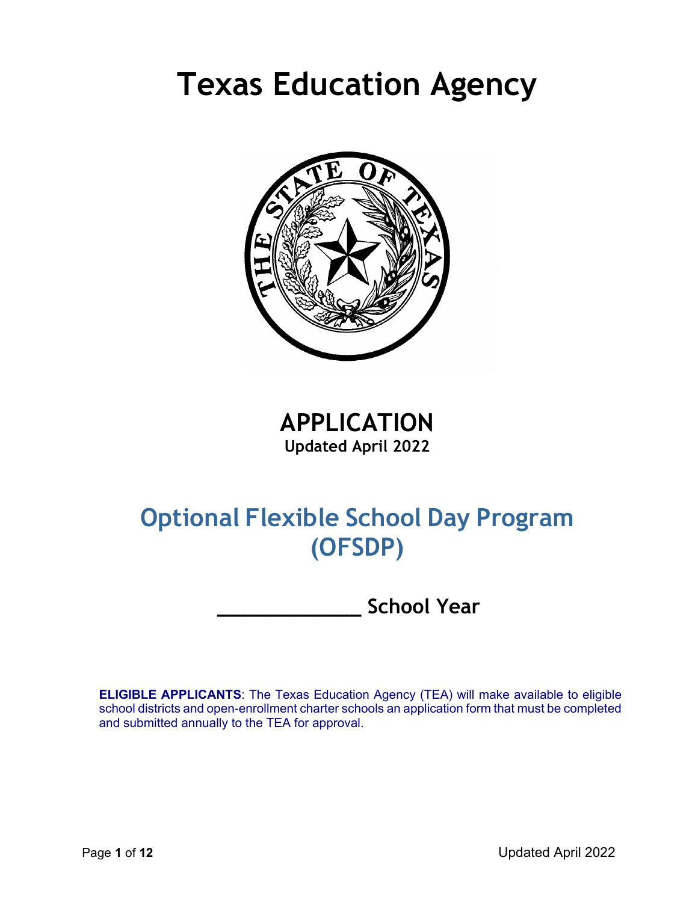# Texas Education Agency

## APPLICATION

**Updated April 2022**

## Optional Flexible School Day Program (OFSDP)

**_____________ School Year**

**ELIGIBLE APPLICANTS**: The Texas Education Agency (TEA) will make available to eligible school districts and open-enrollment charter schools an application form that must be completed and submitted annually to the TEA for approval.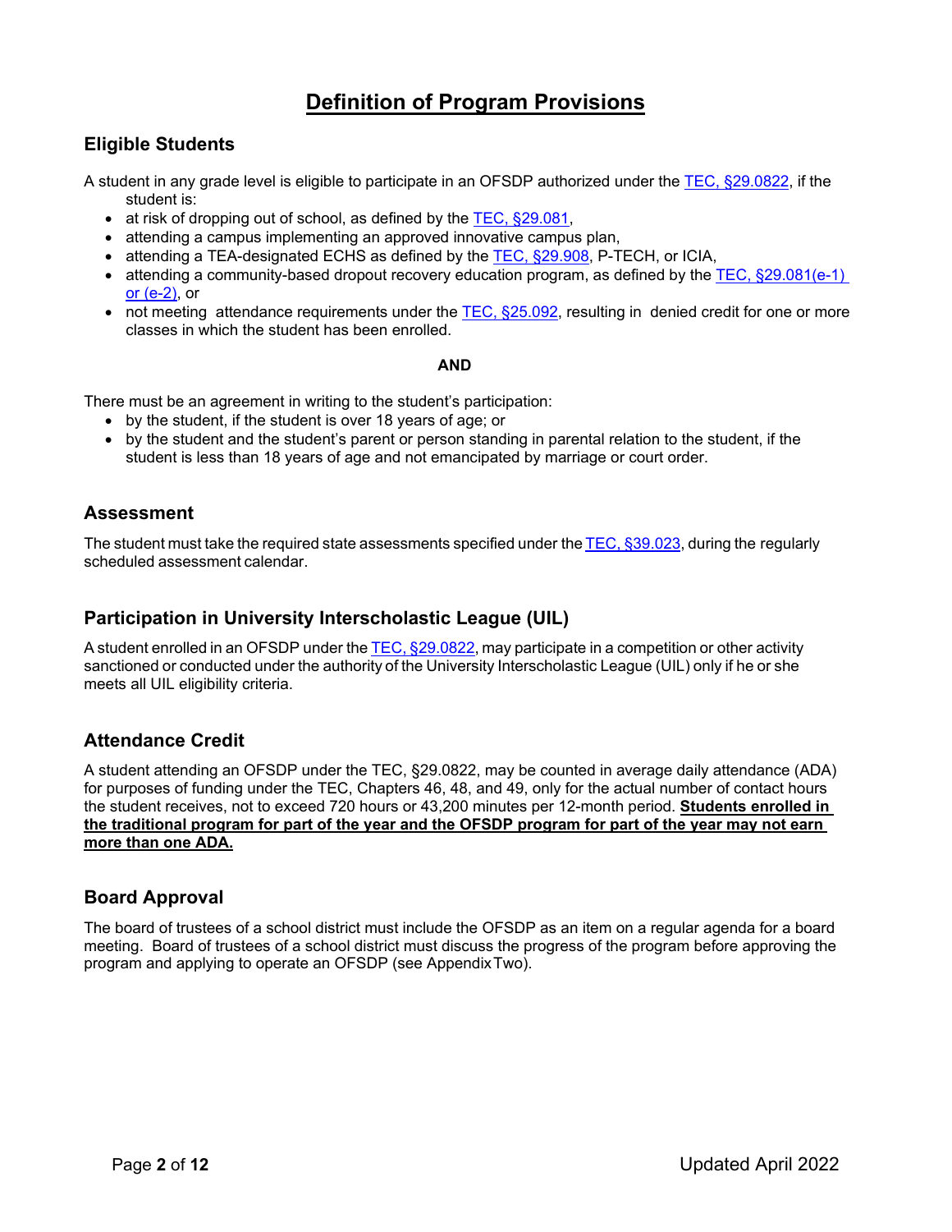# Definition of Program Provisions

## Eligible Students

A student in any grade level is eligible to participate in an OFSDP authorized under the TEC, §29.0822, if the student is:

- at risk of dropping out of school, as defined by the TEC, §29.081,
- attending a campus implementing an approved innovative campus plan,
- attending a TEA-designated ECHS as defined by the TEC, §29.908, P-TECH, or ICIA,
- attending a community-based dropout recovery education program, as defined by the TEC, §29.081(e-1) or (e-2), or
- not meeting attendance requirements under the TEC, §25.092, resulting in denied credit for one or more classes in which the student has been enrolled.

**AND**

There must be an agreement in writing to the student's participation:

- by the student, if the student is over 18 years of age; or
- by the student and the student's parent or person standing in parental relation to the student, if the student is less than 18 years of age and not emancipated by marriage or court order.

## Assessment

The student must take the required state assessments specified under the TEC, §39.023, during the regularly scheduled assessment calendar.

## Participation in University Interscholastic League (UIL)

A student enrolled in an OFSDP under the TEC, §29.0822, may participate in a competition or other activity sanctioned or conducted under the authority of the University Interscholastic League (UIL) only if he or she meets all UIL eligibility criteria.

## Attendance Credit

A student attending an OFSDP under the TEC, §29.0822, may be counted in average daily attendance (ADA) for purposes of funding under the TEC, Chapters 46, 48, and 49, only for the actual number of contact hours the student receives, not to exceed 720 hours or 43,200 minutes per 12-month period. **Students enrolled in the traditional program for part of the year and the OFSDP program for part of the year may not earn more than one ADA.**

## Board Approval

The board of trustees of a school district must include the OFSDP as an item on a regular agenda for a board meeting. Board of trustees of a school district must discuss the progress of the program before approving the program and applying to operate an OFSDP (see Appendix Two).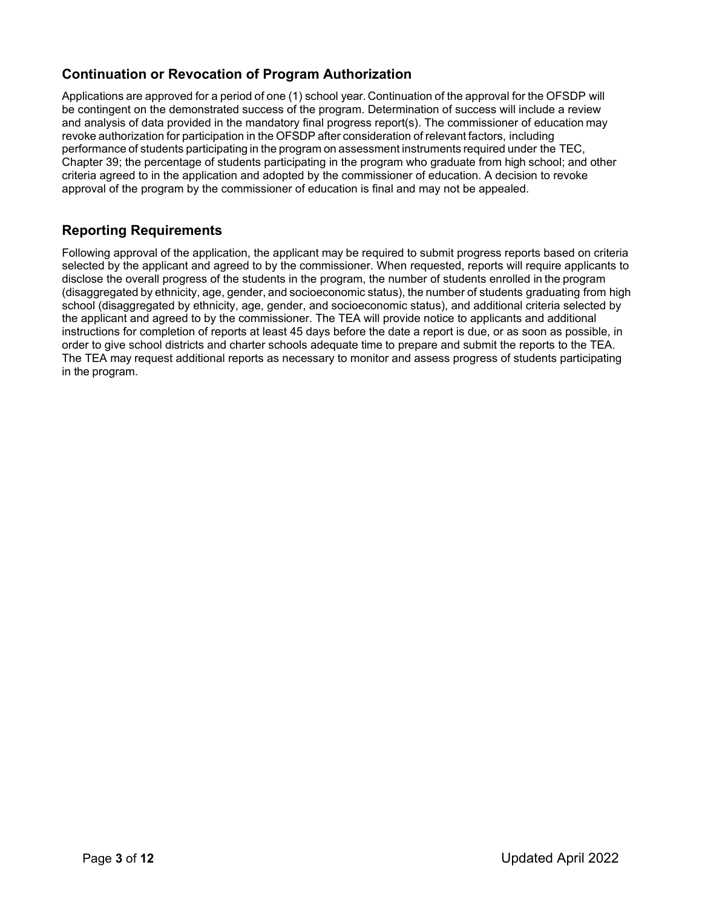## Continuation or Revocation of Program Authorization

Applications are approved for a period of one (1) school year. Continuation of the approval for the OFSDP will be contingent on the demonstrated success of the program. Determination of success will include a review and analysis of data provided in the mandatory final progress report(s). The commissioner of education may revoke authorization for participation in the OFSDP after consideration of relevant factors, including performance of students participating in the program on assessment instruments required under the TEC, Chapter 39; the percentage of students participating in the program who graduate from high school; and other criteria agreed to in the application and adopted by the commissioner of education. A decision to revoke approval of the program by the commissioner of education is final and may not be appealed.

## Reporting Requirements

Following approval of the application, the applicant may be required to submit progress reports based on criteria selected by the applicant and agreed to by the commissioner. When requested, reports will require applicants to disclose the overall progress of the students in the program, the number of students enrolled in the program (disaggregated by ethnicity, age, gender, and socioeconomic status), the number of students graduating from high school (disaggregated by ethnicity, age, gender, and socioeconomic status), and additional criteria selected by the applicant and agreed to by the commissioner. The TEA will provide notice to applicants and additional instructions for completion of reports at least 45 days before the date a report is due, or as soon as possible, in order to give school districts and charter schools adequate time to prepare and submit the reports to the TEA. The TEA may request additional reports as necessary to monitor and assess progress of students participating in the program.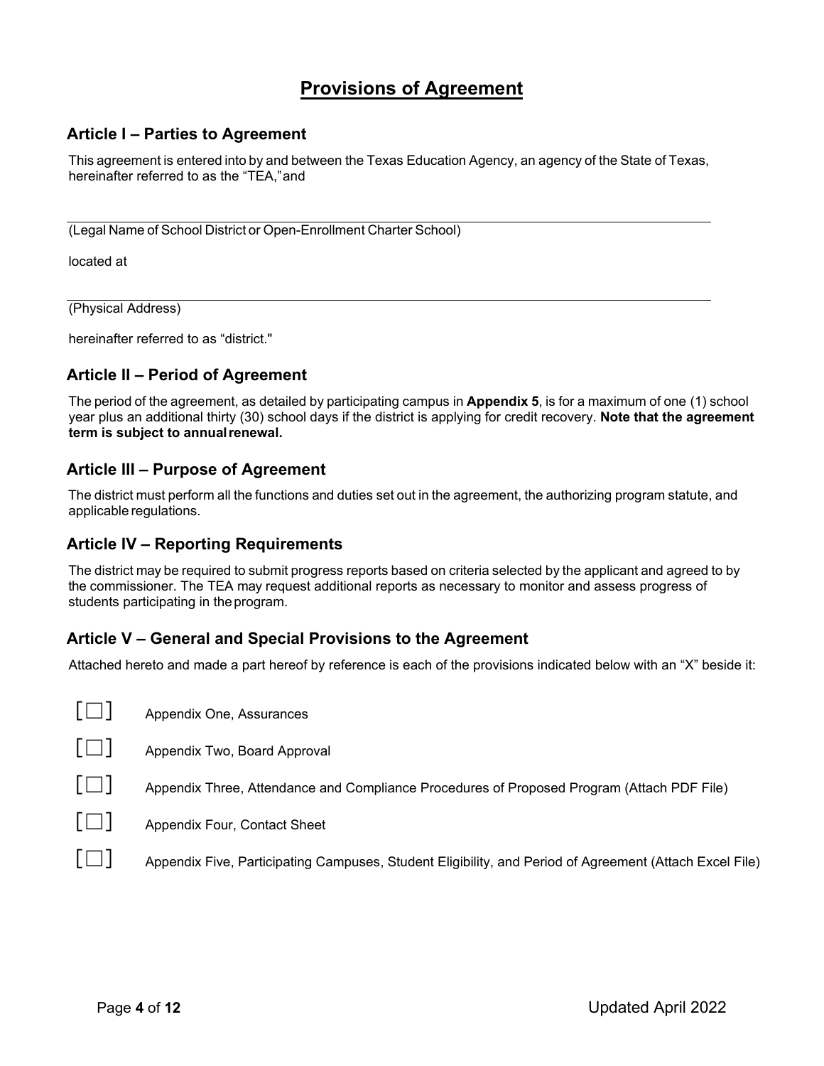# Provisions of Agreement

## Article I – Parties to Agreement

This agreement is entered into by and between the Texas Education Agency, an agency of the State of Texas, hereinafter referred to as the "TEA," and

______________________________________________________________________

(Legal Name of School District or Open-Enrollment Charter School)

located at

______________________________________________________________________

(Physical Address)

hereinafter referred to as "district."

## Article II – Period of Agreement

The period of the agreement, as detailed by participating campus in **Appendix 5**, is for a maximum of one (1) school year plus an additional thirty (30) school days if the district is applying for credit recovery. **Note that the agreement term is subject to annual renewal.**

## Article III – Purpose of Agreement

The district must perform all the functions and duties set out in the agreement, the authorizing program statute, and applicable regulations.

## Article IV – Reporting Requirements

The district may be required to submit progress reports based on criteria selected by the applicant and agreed to by the commissioner. The TEA may request additional reports as necessary to monitor and assess progress of students participating in the program.

## Article V – General and Special Provisions to the Agreement

Attached hereto and made a part hereof by reference is each of the provisions indicated below with an "X" beside it:

[☐] Appendix One, Assurances

[☐] Appendix Two, Board Approval

[☐] Appendix Three, Attendance and Compliance Procedures of Proposed Program (Attach PDF File)

[☐] Appendix Four, Contact Sheet

[☐] Appendix Five, Participating Campuses, Student Eligibility, and Period of Agreement (Attach Excel File)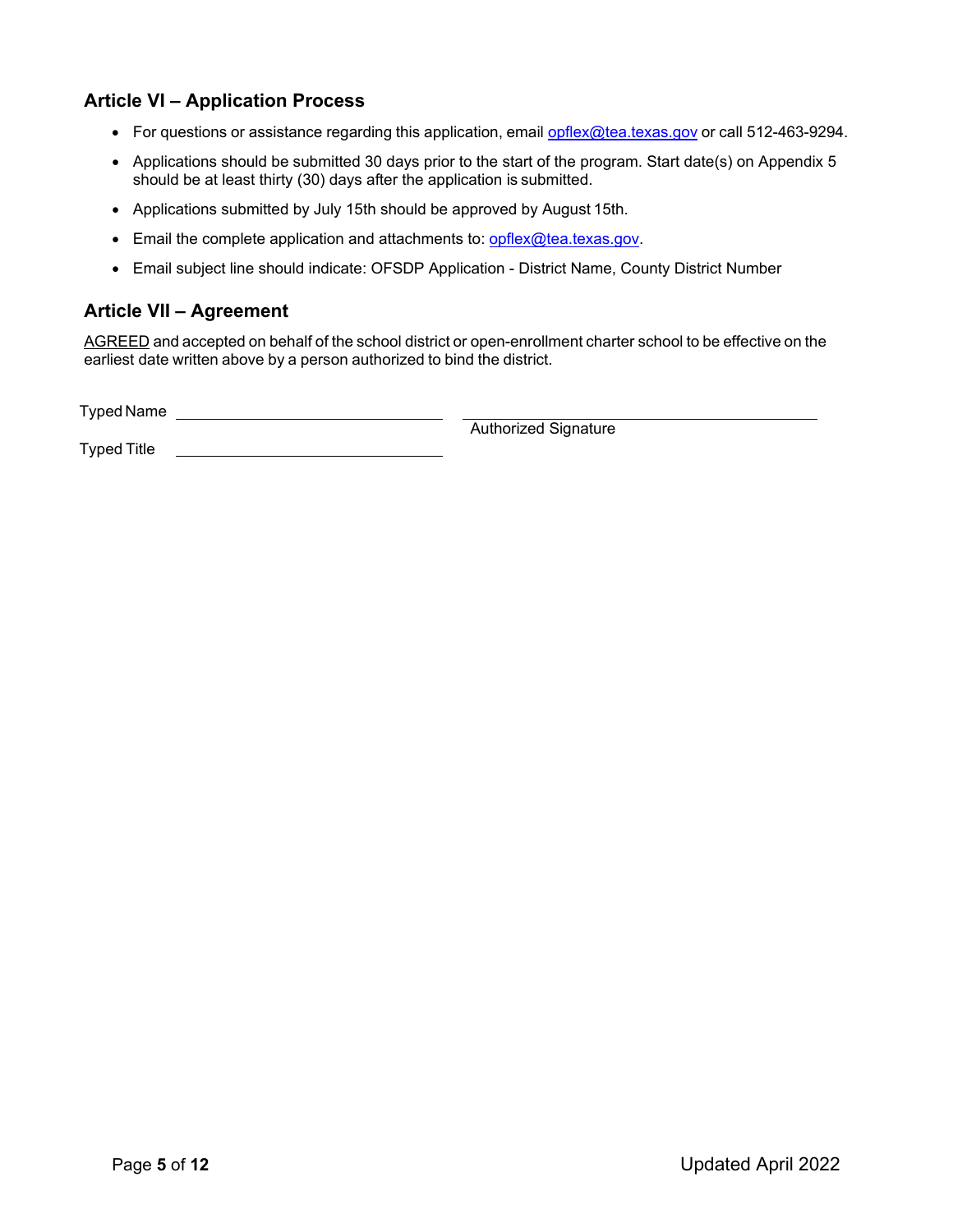## Article VI – Application Process

- For questions or assistance regarding this application, email opflex@tea.texas.gov or call 512-463-9294.
- Applications should be submitted 30 days prior to the start of the program. Start date(s) on Appendix 5 should be at least thirty (30) days after the application is submitted.
- Applications submitted by July 15th should be approved by August 15th.
- Email the complete application and attachments to: opflex@tea.texas.gov.
- Email subject line should indicate: OFSDP Application - District Name, County District Number

## Article VII – Agreement

AGREED and accepted on behalf of the school district or open-enrollment charter school to be effective on the earliest date written above by a person authorized to bind the district.

Typed Name ______________________________ ________________________________________

Authorized Signature

Typed Title ______________________________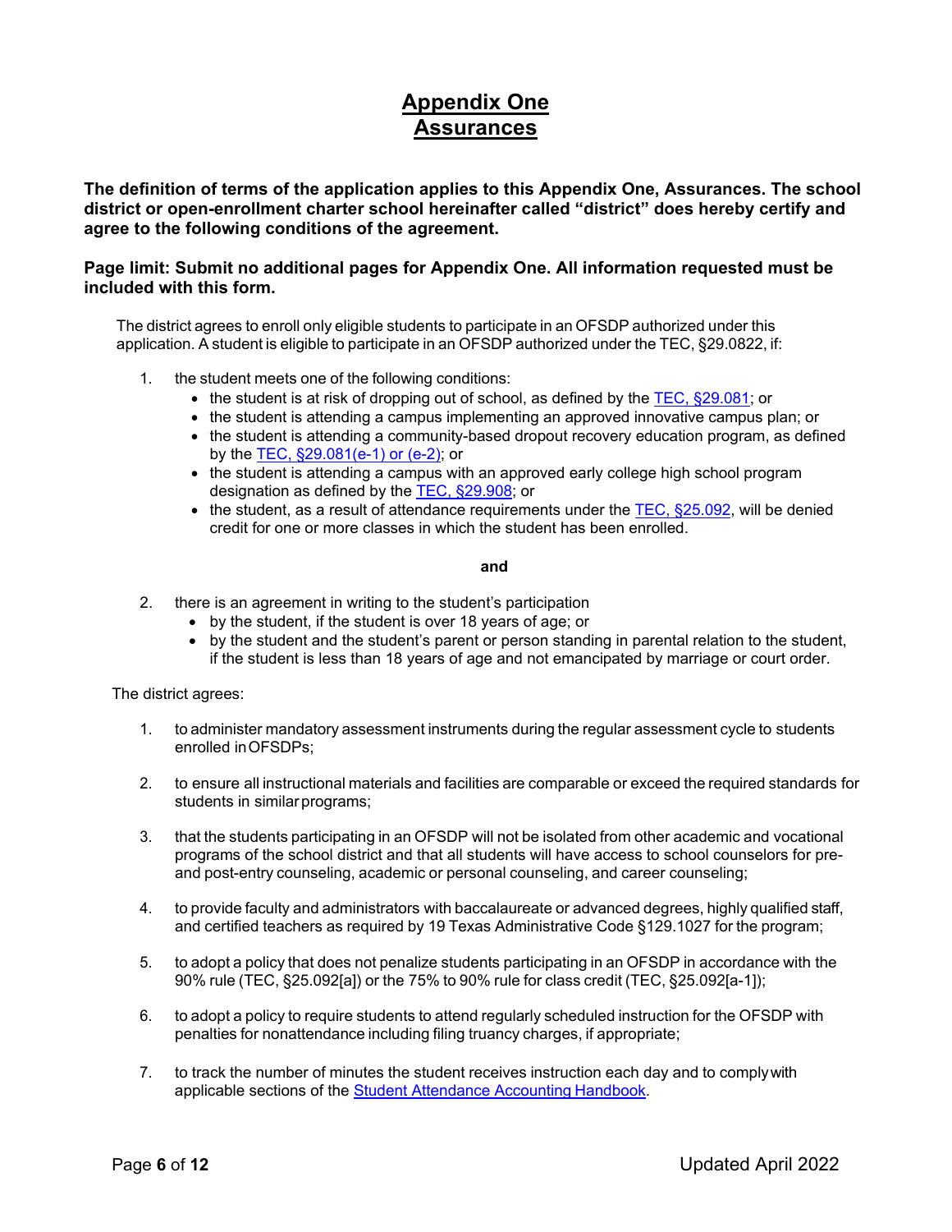# Appendix One
# Assurances

**The definition of terms of the application applies to this Appendix One, Assurances. The school district or open-enrollment charter school hereinafter called "district" does hereby certify and agree to the following conditions of the agreement.**

**Page limit: Submit no additional pages for Appendix One. All information requested must be included with this form.**

The district agrees to enroll only eligible students to participate in an OFSDP authorized under this application. A student is eligible to participate in an OFSDP authorized under the TEC, §29.0822, if:

1. the student meets one of the following conditions:
   - the student is at risk of dropping out of school, as defined by the TEC, §29.081; or
   - the student is attending a campus implementing an approved innovative campus plan; or
   - the student is attending a community-based dropout recovery education program, as defined by the TEC, §29.081(e-1) or (e-2); or
   - the student is attending a campus with an approved early college high school program designation as defined by the TEC, §29.908; or
   - the student, as a result of attendance requirements under the TEC, §25.092, will be denied credit for one or more classes in which the student has been enrolled.

**and**

2. there is an agreement in writing to the student's participation
   - by the student, if the student is over 18 years of age; or
   - by the student and the student's parent or person standing in parental relation to the student, if the student is less than 18 years of age and not emancipated by marriage or court order.

The district agrees:

1. to administer mandatory assessment instruments during the regular assessment cycle to students enrolled in OFSDPs;

2. to ensure all instructional materials and facilities are comparable or exceed the required standards for students in similar programs;

3. that the students participating in an OFSDP will not be isolated from other academic and vocational programs of the school district and that all students will have access to school counselors for pre- and post-entry counseling, academic or personal counseling, and career counseling;

4. to provide faculty and administrators with baccalaureate or advanced degrees, highly qualified staff, and certified teachers as required by 19 Texas Administrative Code §129.1027 for the program;

5. to adopt a policy that does not penalize students participating in an OFSDP in accordance with the 90% rule (TEC, §25.092[a]) or the 75% to 90% rule for class credit (TEC, §25.092[a-1]);

6. to adopt a policy to require students to attend regularly scheduled instruction for the OFSDP with penalties for nonattendance including filing truancy charges, if appropriate;

7. to track the number of minutes the student receives instruction each day and to comply with applicable sections of the Student Attendance Accounting Handbook.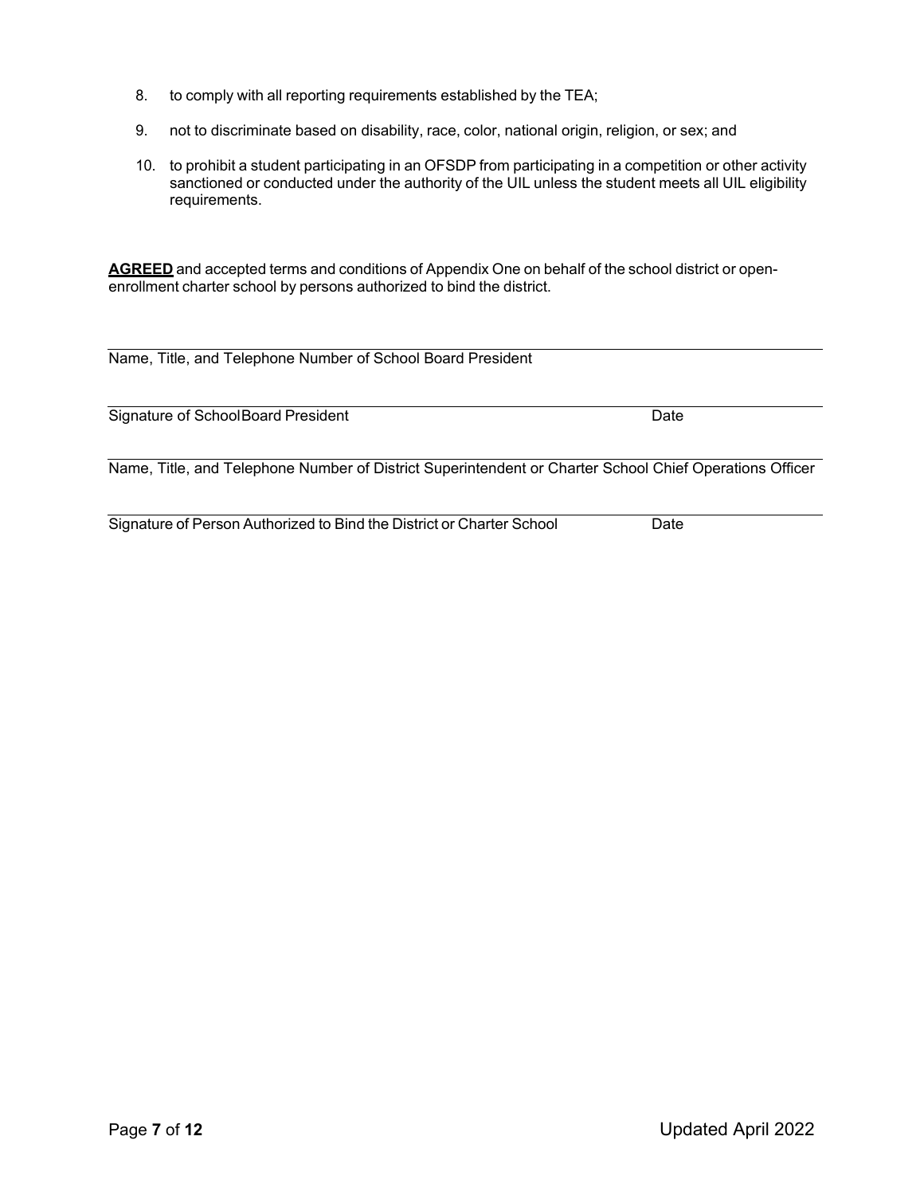8. to comply with all reporting requirements established by the TEA;
9. not to discriminate based on disability, race, color, national origin, religion, or sex; and
10. to prohibit a student participating in an OFSDP from participating in a competition or other activity sanctioned or conducted under the authority of the UIL unless the student meets all UIL eligibility requirements.

**AGREED** and accepted terms and conditions of Appendix One on behalf of the school district or open-enrollment charter school by persons authorized to bind the district.

\_\_\_\_\_\_\_\_\_\_\_\_\_\_\_\_\_\_\_\_\_\_\_\_\_\_\_\_\_\_\_\_\_\_\_\_\_\_\_\_\_\_\_\_\_\_\_\_\_\_\_\_\_\_\_\_\_\_\_\_

Name, Title, and Telephone Number of School Board President

\_\_\_\_\_\_\_\_\_\_\_\_\_\_\_\_\_\_\_\_\_\_\_\_\_\_\_\_\_\_\_\_\_\_\_\_\_\_\_\_\_\_\_\_\_\_\_\_\_\_\_\_\_\_\_\_\_\_\_\_

Signature of School Board President Date

\_\_\_\_\_\_\_\_\_\_\_\_\_\_\_\_\_\_\_\_\_\_\_\_\_\_\_\_\_\_\_\_\_\_\_\_\_\_\_\_\_\_\_\_\_\_\_\_\_\_\_\_\_\_\_\_\_\_\_\_

Name, Title, and Telephone Number of District Superintendent or Charter School Chief Operations Officer

\_\_\_\_\_\_\_\_\_\_\_\_\_\_\_\_\_\_\_\_\_\_\_\_\_\_\_\_\_\_\_\_\_\_\_\_\_\_\_\_\_\_\_\_\_\_\_\_\_\_\_\_\_\_\_\_\_\_\_\_

Signature of Person Authorized to Bind the District or Charter School Date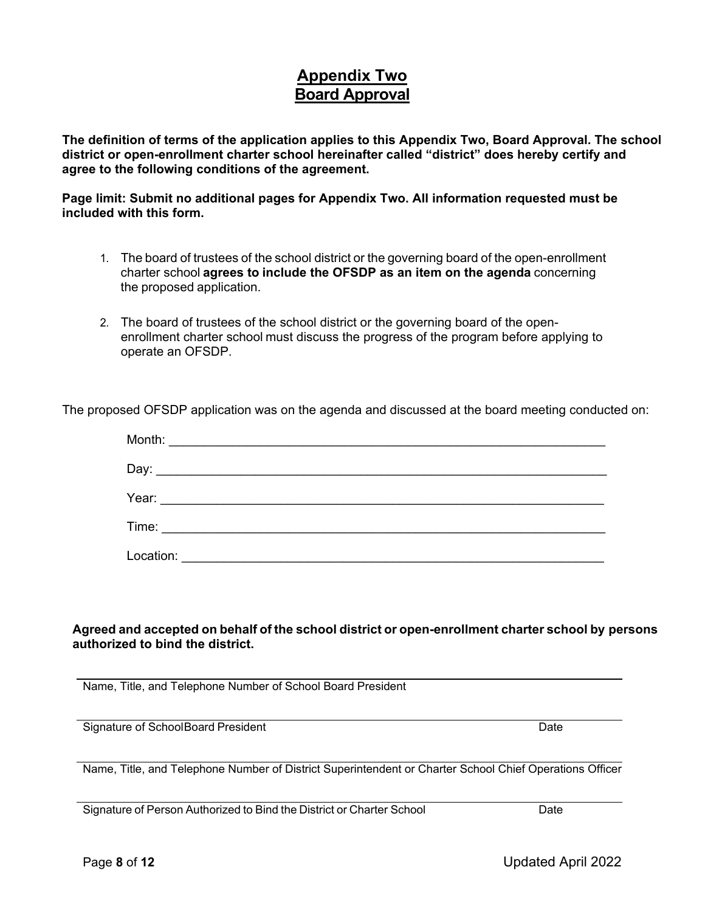# Appendix Two
# Board Approval

**The definition of terms of the application applies to this Appendix Two, Board Approval. The school district or open-enrollment charter school hereinafter called "district" does hereby certify and agree to the following conditions of the agreement.**

**Page limit: Submit no additional pages for Appendix Two. All information requested must be included with this form.**

1. The board of trustees of the school district or the governing board of the open-enrollment charter school **agrees to include the OFSDP as an item on the agenda** concerning the proposed application.
2. The board of trustees of the school district or the governing board of the open-enrollment charter school must discuss the progress of the program before applying to operate an OFSDP.

The proposed OFSDP application was on the agenda and discussed at the board meeting conducted on:

Month: ___________________________________________________________

Day: _____________________________________________________________

Year: _____________________________________________________________

Time: _____________________________________________________________

Location: __________________________________________________________

**Agreed and accepted on behalf of the school district or open-enrollment charter school by persons authorized to bind the district.**

___________________________________________________________
Name, Title, and Telephone Number of School Board President

___________________________________________________________
Signature of School Board President Date

___________________________________________________________
Name, Title, and Telephone Number of District Superintendent or Charter School Chief Operations Officer

___________________________________________________________
Signature of Person Authorized to Bind the District or Charter School Date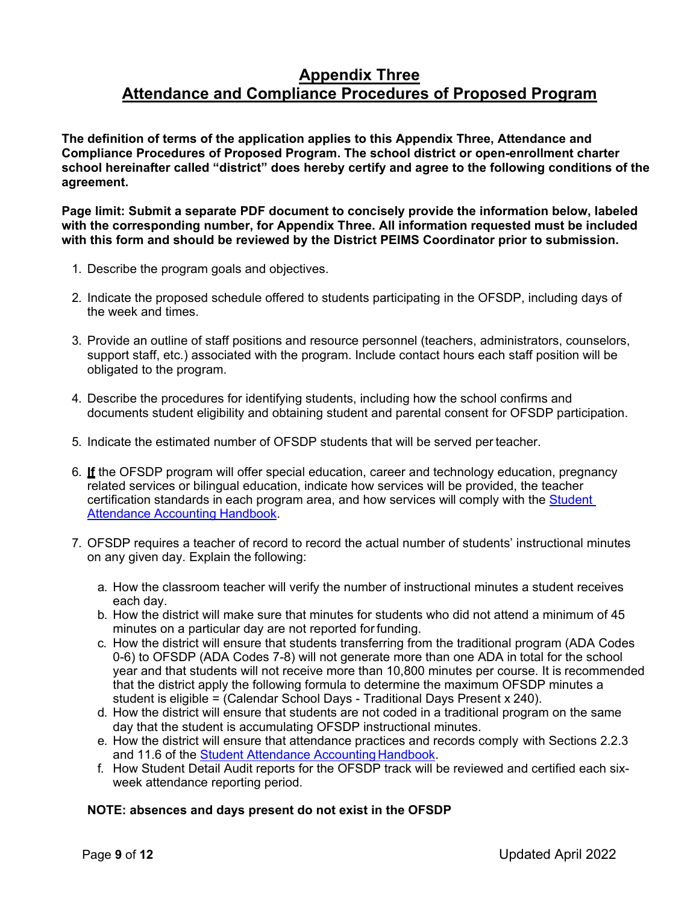# Appendix Three
# Attendance and Compliance Procedures of Proposed Program

**The definition of terms of the application applies to this Appendix Three, Attendance and Compliance Procedures of Proposed Program. The school district or open-enrollment charter school hereinafter called "district" does hereby certify and agree to the following conditions of the agreement.**

**Page limit: Submit a separate PDF document to concisely provide the information below, labeled with the corresponding number, for Appendix Three. All information requested must be included with this form and should be reviewed by the District PEIMS Coordinator prior to submission.**

1. Describe the program goals and objectives.
2. Indicate the proposed schedule offered to students participating in the OFSDP, including days of the week and times.
3. Provide an outline of staff positions and resource personnel (teachers, administrators, counselors, support staff, etc.) associated with the program. Include contact hours each staff position will be obligated to the program.
4. Describe the procedures for identifying students, including how the school confirms and documents student eligibility and obtaining student and parental consent for OFSDP participation.
5. Indicate the estimated number of OFSDP students that will be served per teacher.
6. **If** the OFSDP program will offer special education, career and technology education, pregnancy related services or bilingual education, indicate how services will be provided, the teacher certification standards in each program area, and how services will comply with the Student Attendance Accounting Handbook.
7. OFSDP requires a teacher of record to record the actual number of students' instructional minutes on any given day. Explain the following:
   a. How the classroom teacher will verify the number of instructional minutes a student receives each day.
   b. How the district will make sure that minutes for students who did not attend a minimum of 45 minutes on a particular day are not reported for funding.
   c. How the district will ensure that students transferring from the traditional program (ADA Codes 0-6) to OFSDP (ADA Codes 7-8) will not generate more than one ADA in total for the school year and that students will not receive more than 10,800 minutes per course. It is recommended that the district apply the following formula to determine the maximum OFSDP minutes a student is eligible = (Calendar School Days - Traditional Days Present x 240).
   d. How the district will ensure that students are not coded in a traditional program on the same day that the student is accumulating OFSDP instructional minutes.
   e. How the district will ensure that attendance practices and records comply with Sections 2.2.3 and 11.6 of the Student Attendance Accounting Handbook.
   f. How Student Detail Audit reports for the OFSDP track will be reviewed and certified each six-week attendance reporting period.

**NOTE: absences and days present do not exist in the OFSDP**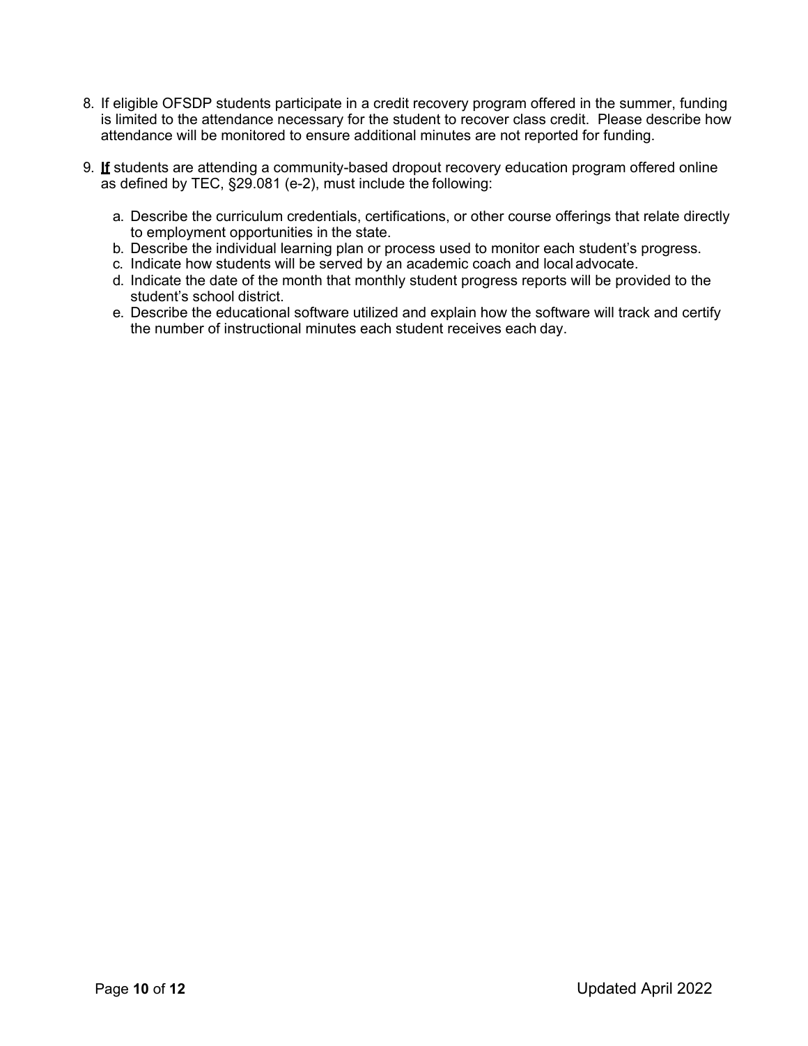8. If eligible OFSDP students participate in a credit recovery program offered in the summer, funding is limited to the attendance necessary for the student to recover class credit. Please describe how attendance will be monitored to ensure additional minutes are not reported for funding.

9. <u>**If**</u> students are attending a community-based dropout recovery education program offered online as defined by TEC, §29.081 (e-2), must include the following:

   a. Describe the curriculum credentials, certifications, or other course offerings that relate directly to employment opportunities in the state.
   b. Describe the individual learning plan or process used to monitor each student's progress.
   c. Indicate how students will be served by an academic coach and local advocate.
   d. Indicate the date of the month that monthly student progress reports will be provided to the student's school district.
   e. Describe the educational software utilized and explain how the software will track and certify the number of instructional minutes each student receives each day.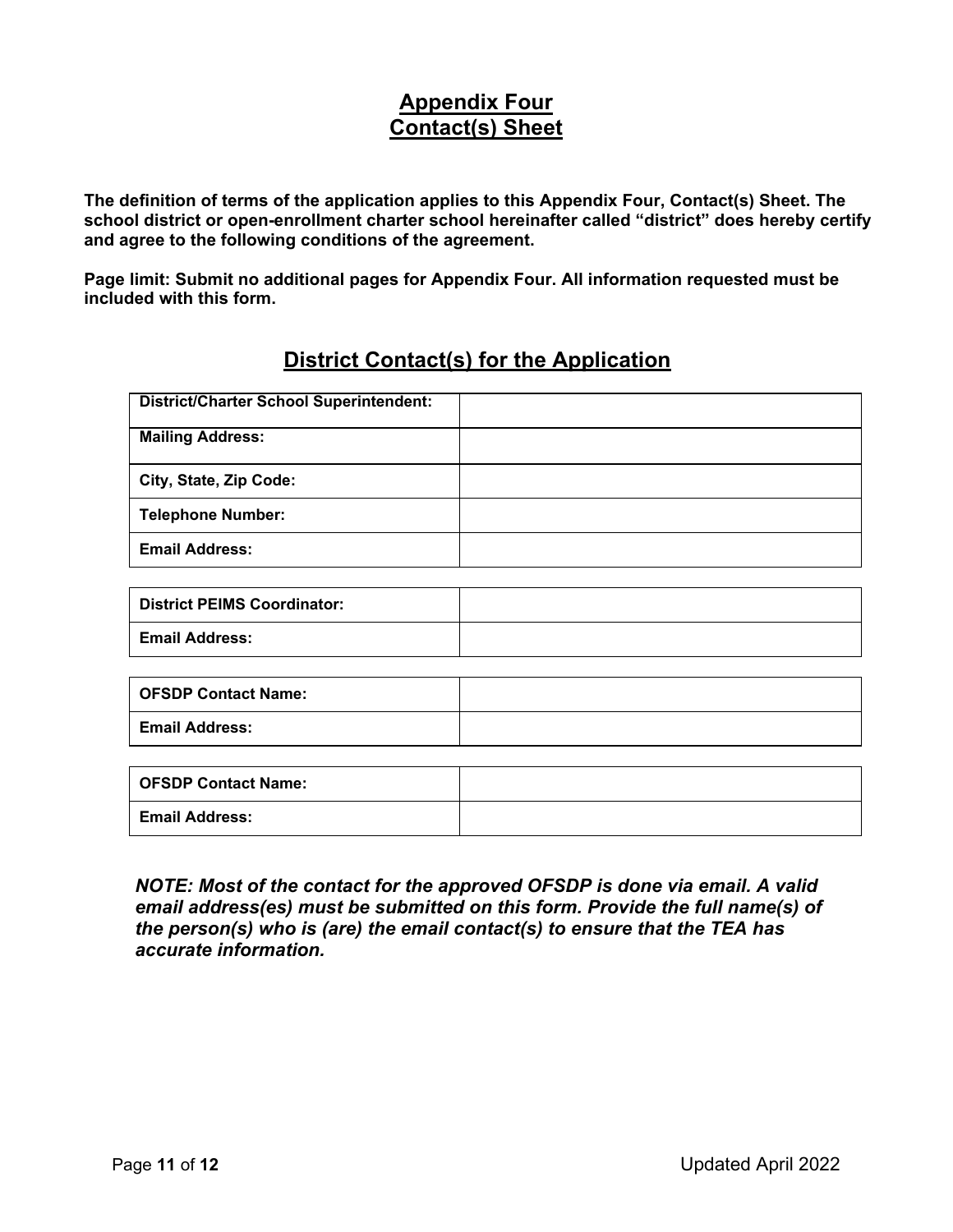# Appendix Four
# Contact(s) Sheet

**The definition of terms of the application applies to this Appendix Four, Contact(s) Sheet. The school district or open-enrollment charter school hereinafter called "district" does hereby certify and agree to the following conditions of the agreement.**

**Page limit: Submit no additional pages for Appendix Four. All information requested must be included with this form.**

## District Contact(s) for the Application

| | |
|---|---|
| **District/Charter School Superintendent:** | |
| **Mailing Address:** | |
| **City, State, Zip Code:** | |
| **Telephone Number:** | |
| **Email Address:** | |

| | |
|---|---|
| **District PEIMS Coordinator:** | |
| **Email Address:** | |

| | |
|---|---|
| **OFSDP Contact Name:** | |
| **Email Address:** | |

| | |
|---|---|
| **OFSDP Contact Name:** | |
| **Email Address:** | |

***NOTE: Most of the contact for the approved OFSDP is done via email. A valid email address(es) must be submitted on this form. Provide the full name(s) of the person(s) who is (are) the email contact(s) to ensure that the TEA has accurate information.***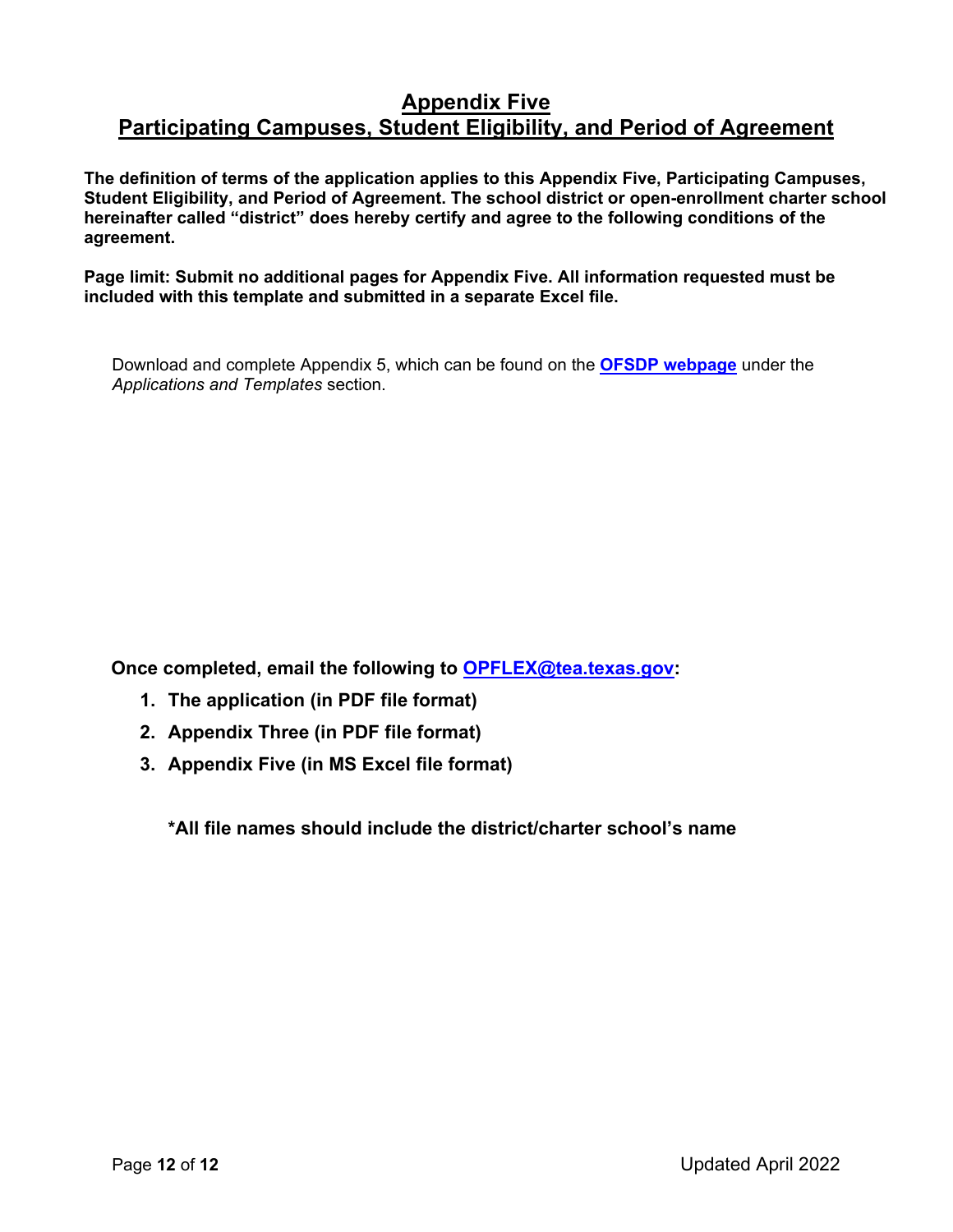# Appendix Five
## Participating Campuses, Student Eligibility, and Period of Agreement

**The definition of terms of the application applies to this Appendix Five, Participating Campuses, Student Eligibility, and Period of Agreement. The school district or open-enrollment charter school hereinafter called "district" does hereby certify and agree to the following conditions of the agreement.**

**Page limit: Submit no additional pages for Appendix Five. All information requested must be included with this template and submitted in a separate Excel file.**

Download and complete Appendix 5, which can be found on the **OFSDP webpage** under the *Applications and Templates* section.

**Once completed, email the following to OPFLEX@tea.texas.gov:**

1. **The application (in PDF file format)**
2. **Appendix Three (in PDF file format)**
3. **Appendix Five (in MS Excel file format)**

**\*All file names should include the district/charter school's name**